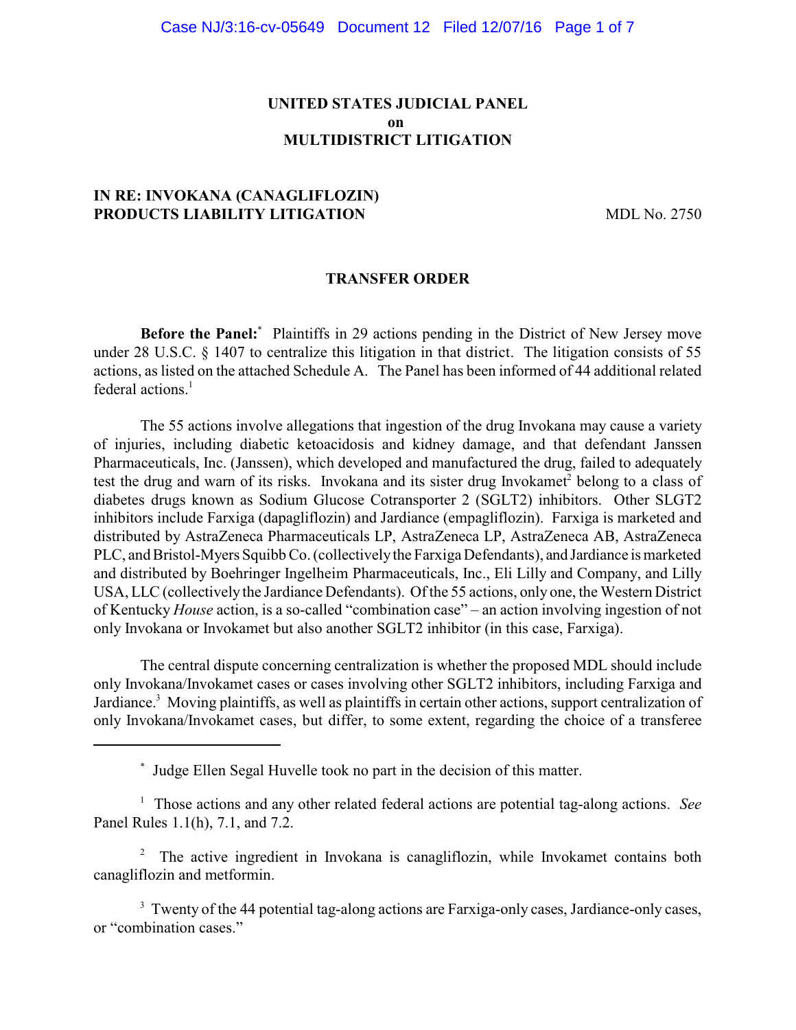# UNITED STATES JUDICIAL PANEL
# on
# MULTIDISTRICT LITIGATION

**IN RE: INVOKANA (CANAGLIFLOZIN) PRODUCTS LIABILITY LITIGATION** MDL No. 2750

## TRANSFER ORDER

**Before the Panel:*** Plaintiffs in 29 actions pending in the District of New Jersey move under 28 U.S.C. § 1407 to centralize this litigation in that district. The litigation consists of 55 actions, as listed on the attached Schedule A. The Panel has been informed of 44 additional related federal actions.[1]

The 55 actions involve allegations that ingestion of the drug Invokana may cause a variety of injuries, including diabetic ketoacidosis and kidney damage, and that defendant Janssen Pharmaceuticals, Inc. (Janssen), which developed and manufactured the drug, failed to adequately test the drug and warn of its risks. Invokana and its sister drug Invokamet[2] belong to a class of diabetes drugs known as Sodium Glucose Cotransporter 2 (SGLT2) inhibitors. Other SLGT2 inhibitors include Farxiga (dapagliflozin) and Jardiance (empagliflozin). Farxiga is marketed and distributed by AstraZeneca Pharmaceuticals LP, AstraZeneca LP, AstraZeneca AB, AstraZeneca PLC, and Bristol-Myers Squibb Co. (collectively the Farxiga Defendants), and Jardiance is marketed and distributed by Boehringer Ingelheim Pharmaceuticals, Inc., Eli Lilly and Company, and Lilly USA, LLC (collectively the Jardiance Defendants). Of the 55 actions, only one, the Western District of Kentucky *House* action, is a so-called "combination case" – an action involving ingestion of not only Invokana or Invokamet but also another SGLT2 inhibitor (in this case, Farxiga).

The central dispute concerning centralization is whether the proposed MDL should include only Invokana/Invokamet cases or cases involving other SGLT2 inhibitors, including Farxiga and Jardiance.[3] Moving plaintiffs, as well as plaintiffs in certain other actions, support centralization of only Invokana/Invokamet cases, but differ, to some extent, regarding the choice of a transferee

---

\* Judge Ellen Segal Huvelle took no part in the decision of this matter.

[1] Those actions and any other related federal actions are potential tag-along actions. *See* Panel Rules 1.1(h), 7.1, and 7.2.

[2] The active ingredient in Invokana is canagliflozin, while Invokamet contains both canagliflozin and metformin.

[3] Twenty of the 44 potential tag-along actions are Farxiga-only cases, Jardiance-only cases, or "combination cases."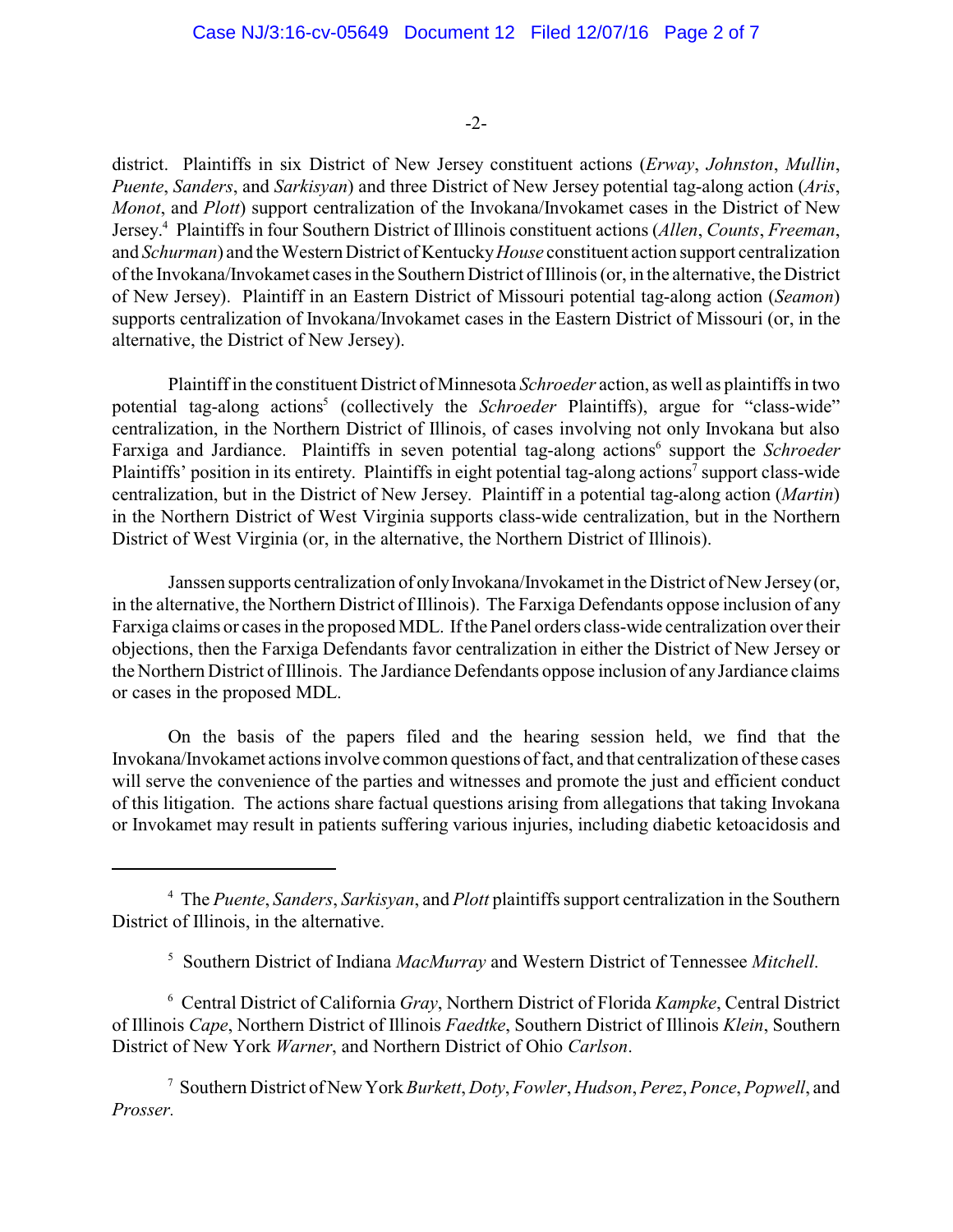district. Plaintiffs in six District of New Jersey constituent actions (*Erway*, *Johnston*, *Mullin*, *Puente*, *Sanders*, and *Sarkisyan*) and three District of New Jersey potential tag-along action (*Aris*, *Monot*, and *Plott*) support centralization of the Invokana/Invokamet cases in the District of New Jersey.[4] Plaintiffs in four Southern District of Illinois constituent actions (*Allen*, *Counts*, *Freeman*, and *Schurman*) and the Western District of Kentucky *House* constituent action support centralization of the Invokana/Invokamet cases in the Southern District of Illinois (or, in the alternative, the District of New Jersey). Plaintiff in an Eastern District of Missouri potential tag-along action (*Seamon*) supports centralization of Invokana/Invokamet cases in the Eastern District of Missouri (or, in the alternative, the District of New Jersey).

Plaintiff in the constituent District of Minnesota *Schroeder* action, as well as plaintiffs in two potential tag-along actions[5] (collectively the *Schroeder* Plaintiffs), argue for "class-wide" centralization, in the Northern District of Illinois, of cases involving not only Invokana but also Farxiga and Jardiance. Plaintiffs in seven potential tag-along actions[6] support the *Schroeder* Plaintiffs' position in its entirety. Plaintiffs in eight potential tag-along actions[7] support class-wide centralization, but in the District of New Jersey. Plaintiff in a potential tag-along action (*Martin*) in the Northern District of West Virginia supports class-wide centralization, but in the Northern District of West Virginia (or, in the alternative, the Northern District of Illinois).

Janssen supports centralization of only Invokana/Invokamet in the District of New Jersey (or, in the alternative, the Northern District of Illinois). The Farxiga Defendants oppose inclusion of any Farxiga claims or cases in the proposed MDL. If the Panel orders class-wide centralization over their objections, then the Farxiga Defendants favor centralization in either the District of New Jersey or the Northern District of Illinois. The Jardiance Defendants oppose inclusion of any Jardiance claims or cases in the proposed MDL.

On the basis of the papers filed and the hearing session held, we find that the Invokana/Invokamet actions involve common questions of fact, and that centralization of these cases will serve the convenience of the parties and witnesses and promote the just and efficient conduct of this litigation. The actions share factual questions arising from allegations that taking Invokana or Invokamet may result in patients suffering various injuries, including diabetic ketoacidosis and

---

[4] The *Puente*, *Sanders*, *Sarkisyan*, and *Plott* plaintiffs support centralization in the Southern District of Illinois, in the alternative.

[5] Southern District of Indiana *MacMurray* and Western District of Tennessee *Mitchell*.

[6] Central District of California *Gray*, Northern District of Florida *Kampke*, Central District of Illinois *Cape*, Northern District of Illinois *Faedtke*, Southern District of Illinois *Klein*, Southern District of New York *Warner*, and Northern District of Ohio *Carlson*.

[7] Southern District of New York *Burkett*, *Doty*, *Fowler*, *Hudson*, *Perez*, *Ponce*, *Popwell*, and *Prosser*.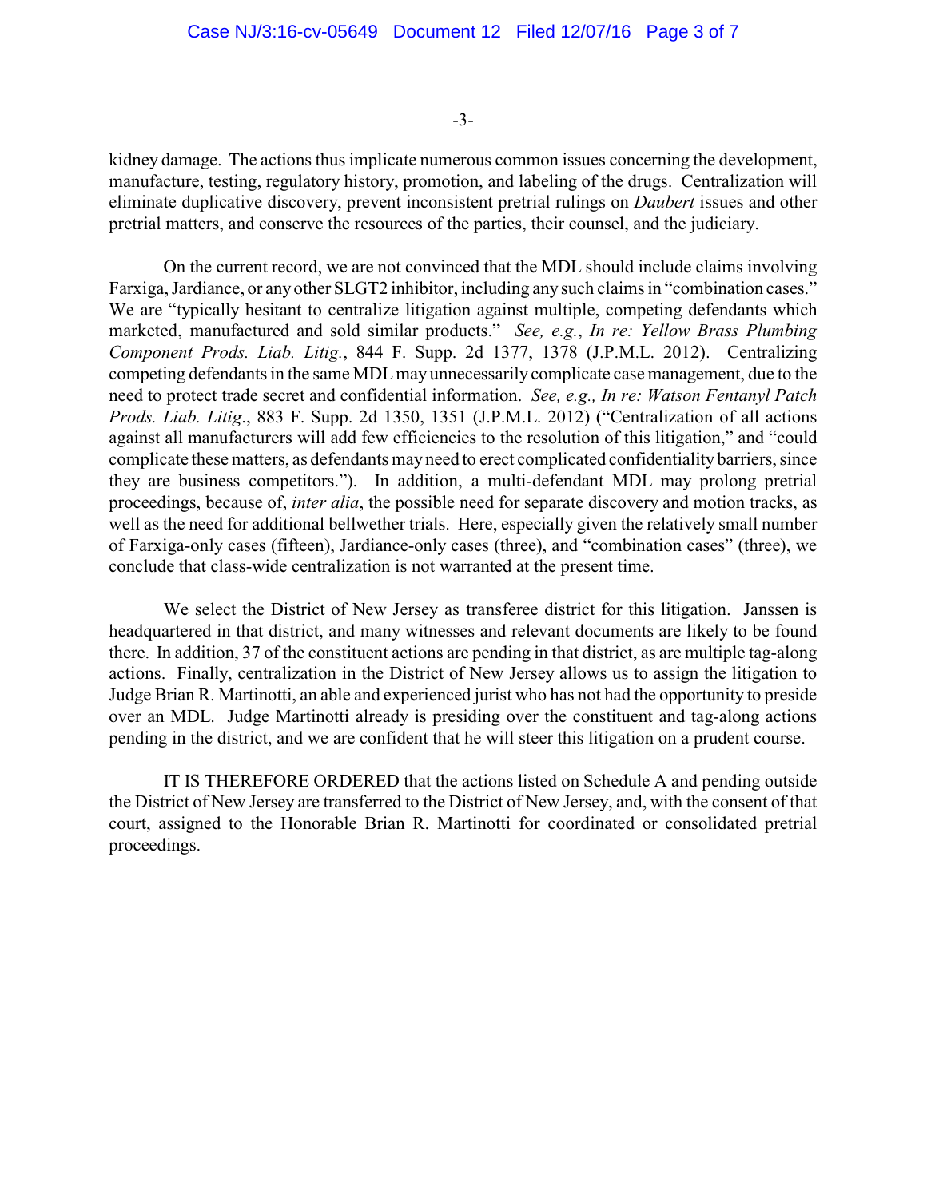kidney damage. The actions thus implicate numerous common issues concerning the development, manufacture, testing, regulatory history, promotion, and labeling of the drugs. Centralization will eliminate duplicative discovery, prevent inconsistent pretrial rulings on *Daubert* issues and other pretrial matters, and conserve the resources of the parties, their counsel, and the judiciary.

On the current record, we are not convinced that the MDL should include claims involving Farxiga, Jardiance, or any other SLGT2 inhibitor, including any such claims in "combination cases." We are "typically hesitant to centralize litigation against multiple, competing defendants which marketed, manufactured and sold similar products." *See, e.g.*, *In re: Yellow Brass Plumbing Component Prods. Liab. Litig.*, 844 F. Supp. 2d 1377, 1378 (J.P.M.L. 2012). Centralizing competing defendants in the same MDL may unnecessarily complicate case management, due to the need to protect trade secret and confidential information. *See, e.g., In re: Watson Fentanyl Patch Prods. Liab. Litig*., 883 F. Supp. 2d 1350, 1351 (J.P.M.L. 2012) ("Centralization of all actions against all manufacturers will add few efficiencies to the resolution of this litigation," and "could complicate these matters, as defendants may need to erect complicated confidentiality barriers, since they are business competitors."). In addition, a multi-defendant MDL may prolong pretrial proceedings, because of, *inter alia*, the possible need for separate discovery and motion tracks, as well as the need for additional bellwether trials. Here, especially given the relatively small number of Farxiga-only cases (fifteen), Jardiance-only cases (three), and "combination cases" (three), we conclude that class-wide centralization is not warranted at the present time.

We select the District of New Jersey as transferee district for this litigation. Janssen is headquartered in that district, and many witnesses and relevant documents are likely to be found there. In addition, 37 of the constituent actions are pending in that district, as are multiple tag-along actions. Finally, centralization in the District of New Jersey allows us to assign the litigation to Judge Brian R. Martinotti, an able and experienced jurist who has not had the opportunity to preside over an MDL. Judge Martinotti already is presiding over the constituent and tag-along actions pending in the district, and we are confident that he will steer this litigation on a prudent course.

IT IS THEREFORE ORDERED that the actions listed on Schedule A and pending outside the District of New Jersey are transferred to the District of New Jersey, and, with the consent of that court, assigned to the Honorable Brian R. Martinotti for coordinated or consolidated pretrial proceedings.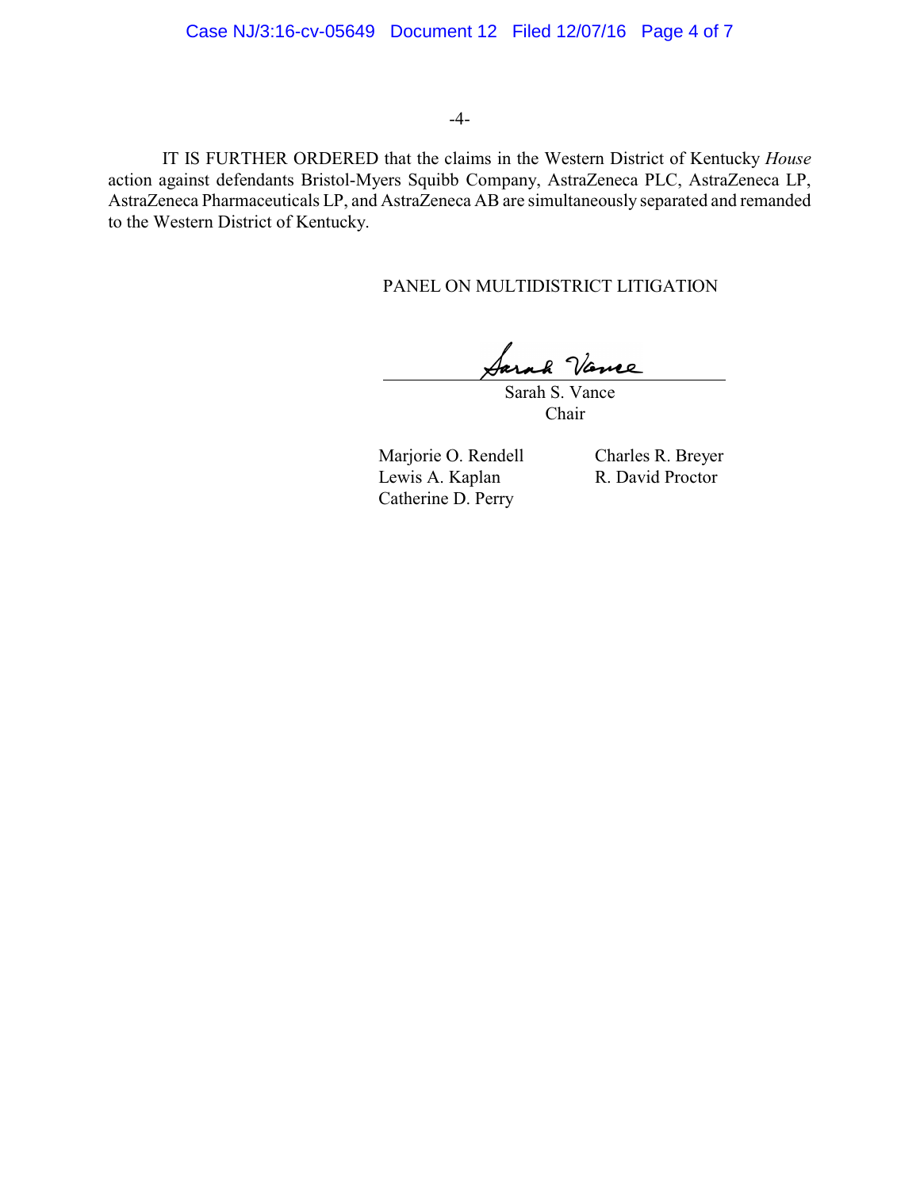IT IS FURTHER ORDERED that the claims in the Western District of Kentucky *House* action against defendants Bristol-Myers Squibb Company, AstraZeneca PLC, AstraZeneca LP, AstraZeneca Pharmaceuticals LP, and AstraZeneca AB are simultaneously separated and remanded to the Western District of Kentucky.

PANEL ON MULTIDISTRICT LITIGATION

Sarah S. Vance
Chair

Marjorie O. Rendell
Lewis A. Kaplan
Catherine D. Perry
Charles R. Breyer
R. David Proctor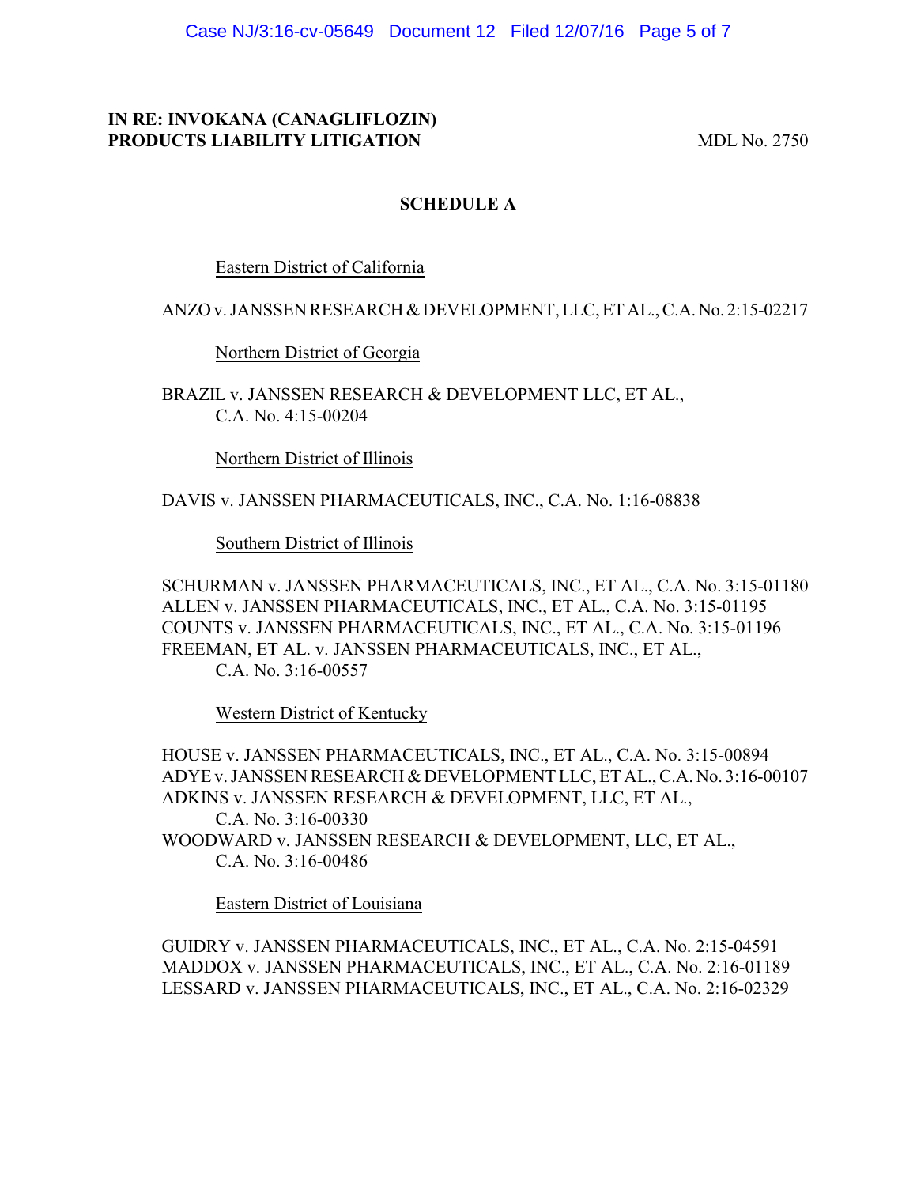**IN RE: INVOKANA (CANAGLIFLOZIN) PRODUCTS LIABILITY LITIGATION** MDL No. 2750

## SCHEDULE A

Eastern District of California

ANZO v. JANSSEN RESEARCH & DEVELOPMENT, LLC, ET AL., C.A. No. 2:15-02217

Northern District of Georgia

BRAZIL v. JANSSEN RESEARCH & DEVELOPMENT LLC, ET AL., C.A. No. 4:15-00204

Northern District of Illinois

DAVIS v. JANSSEN PHARMACEUTICALS, INC., C.A. No. 1:16-08838

Southern District of Illinois

SCHURMAN v. JANSSEN PHARMACEUTICALS, INC., ET AL., C.A. No. 3:15-01180
ALLEN v. JANSSEN PHARMACEUTICALS, INC., ET AL., C.A. No. 3:15-01195
COUNTS v. JANSSEN PHARMACEUTICALS, INC., ET AL., C.A. No. 3:15-01196
FREEMAN, ET AL. v. JANSSEN PHARMACEUTICALS, INC., ET AL., C.A. No. 3:16-00557

Western District of Kentucky

HOUSE v. JANSSEN PHARMACEUTICALS, INC., ET AL., C.A. No. 3:15-00894
ADYE v. JANSSEN RESEARCH & DEVELOPMENT LLC, ET AL., C.A. No. 3:16-00107
ADKINS v. JANSSEN RESEARCH & DEVELOPMENT, LLC, ET AL., C.A. No. 3:16-00330
WOODWARD v. JANSSEN RESEARCH & DEVELOPMENT, LLC, ET AL., C.A. No. 3:16-00486

Eastern District of Louisiana

GUIDRY v. JANSSEN PHARMACEUTICALS, INC., ET AL., C.A. No. 2:15-04591
MADDOX v. JANSSEN PHARMACEUTICALS, INC., ET AL., C.A. No. 2:16-01189
LESSARD v. JANSSEN PHARMACEUTICALS, INC., ET AL., C.A. No. 2:16-02329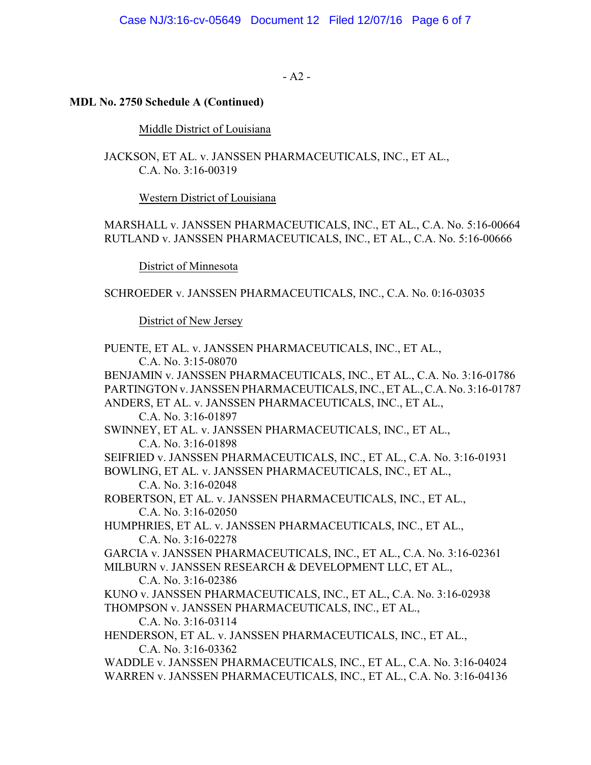- A2 -

**MDL No. 2750 Schedule A (Continued)**

Middle District of Louisiana

JACKSON, ET AL. v. JANSSEN PHARMACEUTICALS, INC., ET AL., C.A. No. 3:16-00319

Western District of Louisiana

MARSHALL v. JANSSEN PHARMACEUTICALS, INC., ET AL., C.A. No. 5:16-00664
RUTLAND v. JANSSEN PHARMACEUTICALS, INC., ET AL., C.A. No. 5:16-00666

District of Minnesota

SCHROEDER v. JANSSEN PHARMACEUTICALS, INC., C.A. No. 0:16-03035

District of New Jersey

PUENTE, ET AL. v. JANSSEN PHARMACEUTICALS, INC., ET AL., C.A. No. 3:15-08070
BENJAMIN v. JANSSEN PHARMACEUTICALS, INC., ET AL., C.A. No. 3:16-01786
PARTINGTON v. JANSSEN PHARMACEUTICALS, INC., ET AL., C.A. No. 3:16-01787
ANDERS, ET AL. v. JANSSEN PHARMACEUTICALS, INC., ET AL., C.A. No. 3:16-01897
SWINNEY, ET AL. v. JANSSEN PHARMACEUTICALS, INC., ET AL., C.A. No. 3:16-01898
SEIFRIED v. JANSSEN PHARMACEUTICALS, INC., ET AL., C.A. No. 3:16-01931
BOWLING, ET AL. v. JANSSEN PHARMACEUTICALS, INC., ET AL., C.A. No. 3:16-02048
ROBERTSON, ET AL. v. JANSSEN PHARMACEUTICALS, INC., ET AL., C.A. No. 3:16-02050
HUMPHRIES, ET AL. v. JANSSEN PHARMACEUTICALS, INC., ET AL., C.A. No. 3:16-02278
GARCIA v. JANSSEN PHARMACEUTICALS, INC., ET AL., C.A. No. 3:16-02361
MILBURN v. JANSSEN RESEARCH & DEVELOPMENT LLC, ET AL., C.A. No. 3:16-02386
KUNO v. JANSSEN PHARMACEUTICALS, INC., ET AL., C.A. No. 3:16-02938
THOMPSON v. JANSSEN PHARMACEUTICALS, INC., ET AL., C.A. No. 3:16-03114
HENDERSON, ET AL. v. JANSSEN PHARMACEUTICALS, INC., ET AL., C.A. No. 3:16-03362
WADDLE v. JANSSEN PHARMACEUTICALS, INC., ET AL., C.A. No. 3:16-04024
WARREN v. JANSSEN PHARMACEUTICALS, INC., ET AL., C.A. No. 3:16-04136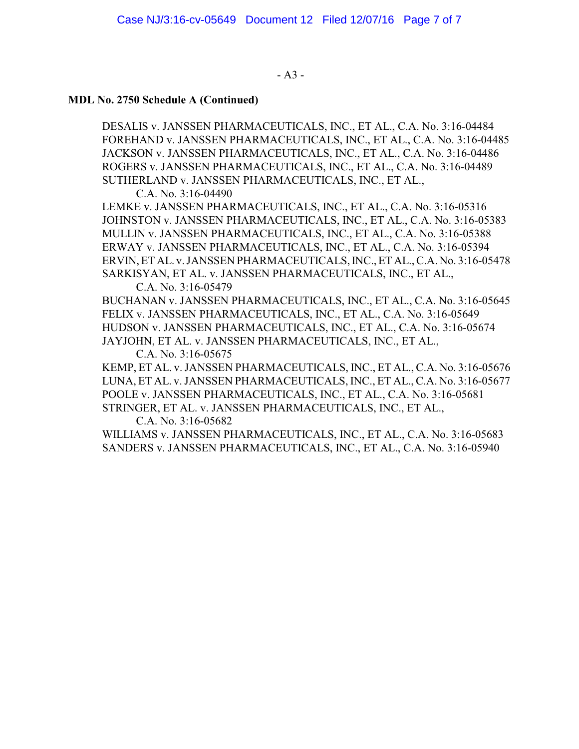**MDL No. 2750 Schedule A (Continued)**

DESALIS v. JANSSEN PHARMACEUTICALS, INC., ET AL., C.A. No. 3:16-04484
FOREHAND v. JANSSEN PHARMACEUTICALS, INC., ET AL., C.A. No. 3:16-04485
JACKSON v. JANSSEN PHARMACEUTICALS, INC., ET AL., C.A. No. 3:16-04486
ROGERS v. JANSSEN PHARMACEUTICALS, INC., ET AL., C.A. No. 3:16-04489
SUTHERLAND v. JANSSEN PHARMACEUTICALS, INC., ET AL., C.A. No. 3:16-04490
LEMKE v. JANSSEN PHARMACEUTICALS, INC., ET AL., C.A. No. 3:16-05316
JOHNSTON v. JANSSEN PHARMACEUTICALS, INC., ET AL., C.A. No. 3:16-05383
MULLIN v. JANSSEN PHARMACEUTICALS, INC., ET AL., C.A. No. 3:16-05388
ERWAY v. JANSSEN PHARMACEUTICALS, INC., ET AL., C.A. No. 3:16-05394
ERVIN, ET AL. v. JANSSEN PHARMACEUTICALS, INC., ET AL., C.A. No. 3:16-05478
SARKISYAN, ET AL. v. JANSSEN PHARMACEUTICALS, INC., ET AL., C.A. No. 3:16-05479
BUCHANAN v. JANSSEN PHARMACEUTICALS, INC., ET AL., C.A. No. 3:16-05645
FELIX v. JANSSEN PHARMACEUTICALS, INC., ET AL., C.A. No. 3:16-05649
HUDSON v. JANSSEN PHARMACEUTICALS, INC., ET AL., C.A. No. 3:16-05674
JAYJOHN, ET AL. v. JANSSEN PHARMACEUTICALS, INC., ET AL., C.A. No. 3:16-05675
KEMP, ET AL. v. JANSSEN PHARMACEUTICALS, INC., ET AL., C.A. No. 3:16-05676
LUNA, ET AL. v. JANSSEN PHARMACEUTICALS, INC., ET AL., C.A. No. 3:16-05677
POOLE v. JANSSEN PHARMACEUTICALS, INC., ET AL., C.A. No. 3:16-05681
STRINGER, ET AL. v. JANSSEN PHARMACEUTICALS, INC., ET AL., C.A. No. 3:16-05682
WILLIAMS v. JANSSEN PHARMACEUTICALS, INC., ET AL., C.A. No. 3:16-05683
SANDERS v. JANSSEN PHARMACEUTICALS, INC., ET AL., C.A. No. 3:16-05940